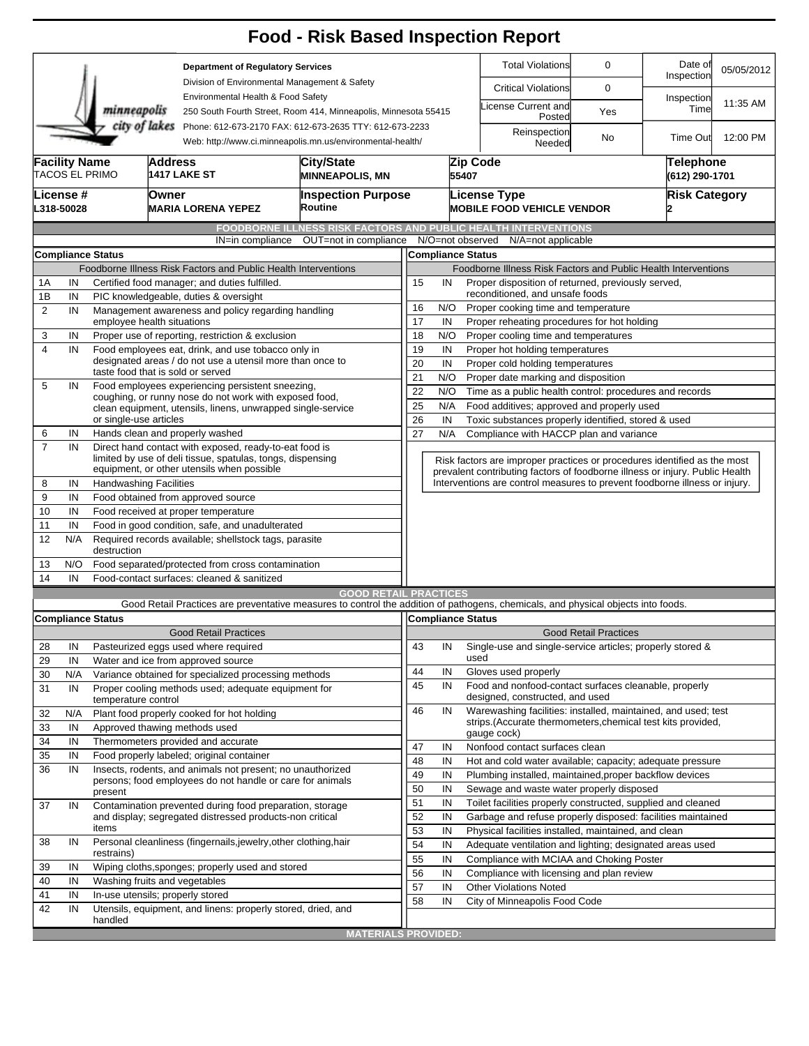# Food - Risk Based Inspection Report

**Department of Regulatory Services**
Division of Environmental Management & Safety
Environmental Health & Food Safety
250 South Fourth Street, Room 414, Minneapolis, Minnesota 55415
Phone: 612-673-2170 FAX: 612-673-2635 TTY: 612-673-2233
Web: http://www.ci.minneapolis.mn.us/environmental-health/

| | | | |
|---|---|---|---|
| Total Violations | 0 | Date of Inspection | 05/05/2012 |
| Critical Violations | 0 | Inspection Time | 11:35 AM |
| License Current and Posted | Yes | | |
| Reinspection Needed | No | Time Out | 12:00 PM |

| Facility Name | Address | City/State | Zip Code | Telephone |
|---|---|---|---|---|
| TACOS EL PRIMO | 1417 LAKE ST | MINNEAPOLIS, MN | 55407 | (612) 290-1701 |

| License # | Owner | Inspection Purpose | License Type | Risk Category |
|---|---|---|---|---|
| L318-50028 | MARIA LORENA YEPEZ | Routine | MOBILE FOOD VEHICLE VENDOR | 2 |

## FOODBORNE ILLNESS RISK FACTORS AND PUBLIC HEALTH INTERVENTIONS

IN=in compliance OUT=not in compliance N/O=not observed N/A=not applicable

**Compliance Status** — Foodborne Illness Risk Factors and Public Health Interventions

| # | Status | Item |
|---|---|---|
| 1A | IN | Certified food manager; and duties fulfilled. |
| 1B | IN | PIC knowledgeable, duties & oversight |
| 2 | IN | Management awareness and policy regarding handling employee health situations |
| 3 | IN | Proper use of reporting, restriction & exclusion |
| 4 | IN | Food employees eat, drink, and use tobacco only in designated areas / do not use a utensil more than once to taste food that is sold or served |
| 5 | IN | Food employees experiencing persistent sneezing, coughing, or runny nose do not work with exposed food, clean equipment, utensils, linens, unwrapped single-service or single-use articles |
| 6 | IN | Hands clean and properly washed |
| 7 | IN | Direct hand contact with exposed, ready-to-eat food is limited by use of deli tissue, spatulas, tongs, dispensing equipment, or other utensils when possible |
| 8 | IN | Handwashing Facilities |
| 9 | IN | Food obtained from approved source |
| 10 | IN | Food received at proper temperature |
| 11 | IN | Food in good condition, safe, and unadulterated |
| 12 | N/A | Required records available; shellstock tags, parasite destruction |
| 13 | N/O | Food separated/protected from cross contamination |
| 14 | IN | Food-contact surfaces: cleaned & sanitized |
| 15 | IN | Proper disposition of returned, previously served, reconditioned, and unsafe foods |
| 16 | N/O | Proper cooking time and temperature |
| 17 | IN | Proper reheating procedures for hot holding |
| 18 | N/O | Proper cooling time and temperatures |
| 19 | IN | Proper hot holding temperatures |
| 20 | IN | Proper cold holding temperatures |
| 21 | N/O | Proper date marking and disposition |
| 22 | N/O | Time as a public health control: procedures and records |
| 25 | N/A | Food additives; approved and properly used |
| 26 | IN | Toxic substances properly identified, stored & used |
| 27 | N/A | Compliance with HACCP plan and variance |

Risk factors are improper practices or procedures identified as the most prevalent contributing factors of foodborne illness or injury. Public Health Interventions are control measures to prevent foodborne illness or injury.

## GOOD RETAIL PRACTICES

Good Retail Practices are preventative measures to control the addition of pathogens, chemicals, and physical objects into foods.

**Compliance Status** — Good Retail Practices

| # | Status | Item |
|---|---|---|
| 28 | IN | Pasteurized eggs used where required |
| 29 | IN | Water and ice from approved source |
| 30 | N/A | Variance obtained for specialized processing methods |
| 31 | IN | Proper cooling methods used; adequate equipment for temperature control |
| 32 | N/A | Plant food properly cooked for hot holding |
| 33 | IN | Approved thawing methods used |
| 34 | IN | Thermometers provided and accurate |
| 35 | IN | Food properly labeled; original container |
| 36 | IN | Insects, rodents, and animals not present; no unauthorized persons; food employees do not handle or care for animals present |
| 37 | IN | Contamination prevented during food preparation, storage and display; segregated distressed products-non critical items |
| 38 | IN | Personal cleanliness (fingernails,jewelry,other clothing,hair restrains) |
| 39 | IN | Wiping cloths,sponges; properly used and stored |
| 40 | IN | Washing fruits and vegetables |
| 41 | IN | In-use utensils; properly stored |
| 42 | IN | Utensils, equipment, and linens: properly stored, dried, and handled |
| 43 | IN | Single-use and single-service articles; properly stored & used |
| 44 | IN | Gloves used properly |
| 45 | IN | Food and nonfood-contact surfaces cleanable, properly designed, constructed, and used |
| 46 | IN | Warewashing facilities: installed, maintained, and used; test strips.(Accurate thermometers,chemical test kits provided, gauge cock) |
| 47 | IN | Nonfood contact surfaces clean |
| 48 | IN | Hot and cold water available; capacity; adequate pressure |
| 49 | IN | Plumbing installed, maintained,proper backflow devices |
| 50 | IN | Sewage and waste water properly disposed |
| 51 | IN | Toilet facilities properly constructed, supplied and cleaned |
| 52 | IN | Garbage and refuse properly disposed: facilities maintained |
| 53 | IN | Physical facilities installed, maintained, and clean |
| 54 | IN | Adequate ventilation and lighting; designated areas used |
| 55 | IN | Compliance with MCIAA and Choking Poster |
| 56 | IN | Compliance with licensing and plan review |
| 57 | IN | Other Violations Noted |
| 58 | IN | City of Minneapolis Food Code |

## MATERIALS PROVIDED: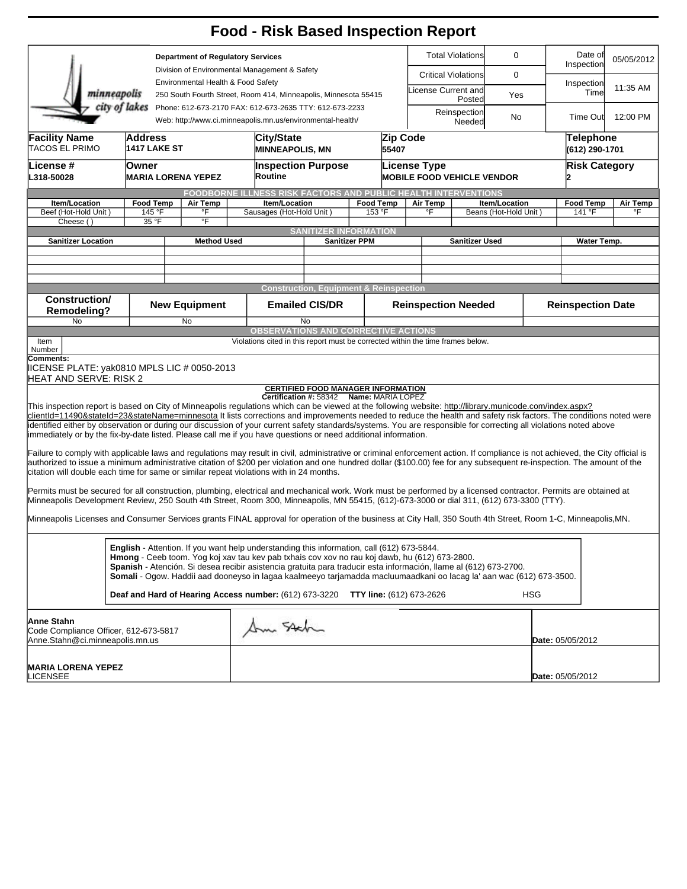# Food - Risk Based Inspection Report

| | | | | | | |
|---|---|---|---|---|---|---|
| minneapolis city of lakes | **Department of Regulatory Services**<br>Division of Environmental Management & Safety<br>Environmental Health & Food Safety<br>250 South Fourth Street, Room 414, Minneapolis, Minnesota 55415<br>Phone: 612-673-2170 FAX: 612-673-2635 TTY: 612-673-2233<br>Web: http://www.ci.minneapolis.mn.us/environmental-health/ | Total Violations | 0 | Date of Inspection | 05/05/2012 |
| | | Critical Violations | 0 | | |
| | | License Current and Posted | Yes | Inspection Time | 11:35 AM |
| | | Reinspection Needed | No | Time Out | 12:00 PM |

| Facility Name | Address | City/State | Zip Code | Telephone |
|---|---|---|---|---|
| TACOS EL PRIMO | 1417 LAKE ST | MINNEAPOLIS, MN | 55407 | (612) 290-1701 |

| License # | Owner | Inspection Purpose | License Type | Risk Category |
|---|---|---|---|---|
| L318-50028 | MARIA LORENA YEPEZ | Routine | MOBILE FOOD VEHICLE VENDOR | 2 |

## FOODBORNE ILLNESS RISK FACTORS AND PUBLIC HEALTH INTERVENTIONS

| Item/Location | Food Temp | Air Temp | Item/Location | Food Temp | Air Temp | Item/Location | Food Temp | Air Temp |
|---|---|---|---|---|---|---|---|---|
| Beef (Hot-Hold Unit ) | 145 °F | °F | Sausages (Hot-Hold Unit ) | 153 °F | °F | Beans (Hot-Hold Unit ) | 141 °F | °F |
| Cheese ( ) | 35 °F | °F | | | | | | |

## SANITIZER INFORMATION

| Sanitizer Location | Method Used | Sanitizer PPM | Sanitizer Used | Water Temp. |
|---|---|---|---|---|
| | | | | |

## Construction, Equipment & Reinspection

| Construction/ Remodeling? | New Equipment | Emailed CIS/DR | Reinspection Needed | Reinspection Date |
|---|---|---|---|---|
| No | No | No | | |

## OBSERVATIONS AND CORRECTIVE ACTIONS

| Item Number | Violations cited in this report must be corrected within the time frames below. |
|---|---|

**Comments:**
IICENSE PLATE: yak0810 MPLS LIC # 0050-2013
HEAT AND SERVE: RISK 2

**CERTIFIED FOOD MANAGER INFORMATION**
**Certification #:** 58342 **Name:** MARIA LOPEZ

This inspection report is based on City of Minneapolis regulations which can be viewed at the following website: http://library.municode.com/index.aspx?clientId=11490&stateId=23&stateName=minnesota It lists corrections and improvements needed to reduce the health and safety risk factors. The conditions noted were identified either by observation or during our discussion of your current safety standards/systems. You are responsible for correcting all violations noted above immediately or by the fix-by-date listed. Please call me if you have questions or need additional information.

Failure to comply with applicable laws and regulations may result in civil, administrative or criminal enforcement action. If compliance is not achieved, the City official is authorized to issue a minimum administrative citation of $200 per violation and one hundred dollar ($100.00) fee for any subsequent re-inspection. The amount of the citation will double each time for same or similar repeat violations with in 24 months.

Permits must be secured for all construction, plumbing, electrical and mechanical work. Work must be performed by a licensed contractor. Permits are obtained at Minneapolis Development Review, 250 South 4th Street, Room 300, Minneapolis, MN 55415, (612)-673-3000 or dial 311, (612) 673-3300 (TTY).

Minneapolis Licenses and Consumer Services grants FINAL approval for operation of the business at City Hall, 350 South 4th Street, Room 1-C, Minneapolis,MN.

**English** - Attention. If you want help understanding this information, call (612) 673-5844.
**Hmong** - Ceeb toom. Yog koj xav tau kev pab txhais cov xov no rau koj dawb, hu (612) 673-2800.
**Spanish** - Atención. Si desea recibir asistencia gratuita para traducir esta información, llame al (612) 673-2700.
**Somali** - Ogow. Haddii aad dooneyso in lagaa kaalmeeyo tarjamadda macluumaadkani oo lacag la' aan wac (612) 673-3500.

**Deaf and Hard of Hearing Access number:** (612) 673-3220 **TTY line:** (612) 673-2626 HSG

**Anne Stahn**
Code Compliance Officer, 612-673-5817
Anne.Stahn@ci.minneapolis.mn.us
**Date:** 05/05/2012

**MARIA LORENA YEPEZ**
LICENSEE
**Date:** 05/05/2012